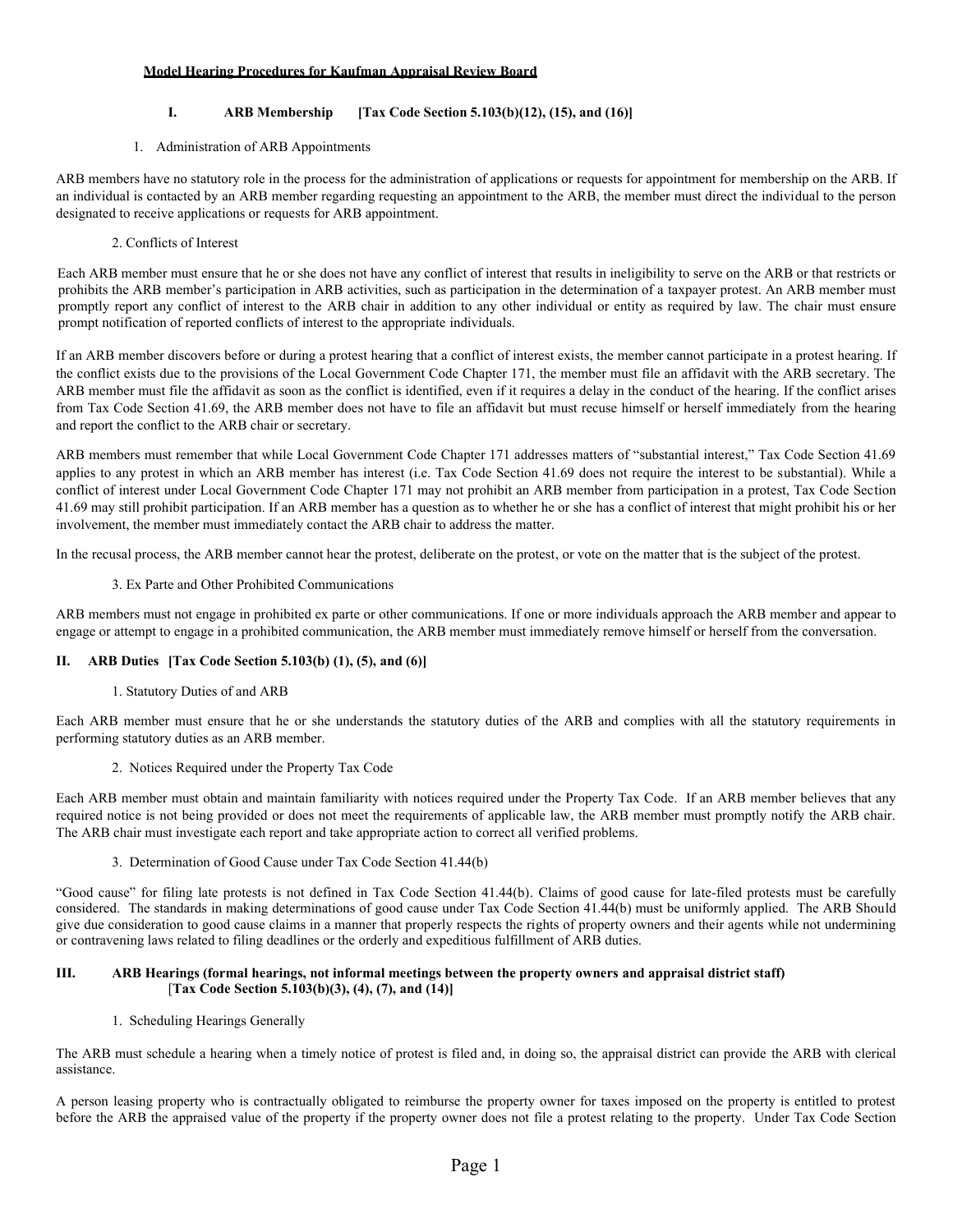# Model Hearing Procedures for Kaufman Appraisal Review Board

## I. ARB Membership [Tax Code Section 5.103(b)(12), (15), and (16)]

### 1. Administration of ARB Appointments

ARB members have no statutory role in the process for the administration of applications or requests for appointment for membership on the ARB. If an individual is contacted by an ARB member regarding requesting an appointment to the ARB, the member must direct the individual to the person designated to receive applications or requests for ARB appointment.

### 2. Conflicts of Interest

Each ARB member must ensure that he or she does not have any conflict of interest that results in ineligibility to serve on the ARB or that restricts or prohibits the ARB member's participation in ARB activities, such as participation in the determination of a taxpayer protest. An ARB member must promptly report any conflict of interest to the ARB chair in addition to any other individual or entity as required by law. The chair must ensure prompt notification of reported conflicts of interest to the appropriate individuals.

If an ARB member discovers before or during a protest hearing that a conflict of interest exists, the member cannot participate in a protest hearing. If the conflict exists due to the provisions of the Local Government Code Chapter 171, the member must file an affidavit with the ARB secretary. The ARB member must file the affidavit as soon as the conflict is identified, even if it requires a delay in the conduct of the hearing. If the conflict arises from Tax Code Section 41.69, the ARB member does not have to file an affidavit but must recuse himself or herself immediately from the hearing and report the conflict to the ARB chair or secretary.

ARB members must remember that while Local Government Code Chapter 171 addresses matters of "substantial interest," Tax Code Section 41.69 applies to any protest in which an ARB member has interest (i.e. Tax Code Section 41.69 does not require the interest to be substantial). While a conflict of interest under Local Government Code Chapter 171 may not prohibit an ARB member from participation in a protest, Tax Code Section 41.69 may still prohibit participation. If an ARB member has a question as to whether he or she has a conflict of interest that might prohibit his or her involvement, the member must immediately contact the ARB chair to address the matter.

In the recusal process, the ARB member cannot hear the protest, deliberate on the protest, or vote on the matter that is the subject of the protest.

### 3. Ex Parte and Other Prohibited Communications

ARB members must not engage in prohibited ex parte or other communications. If one or more individuals approach the ARB member and appear to engage or attempt to engage in a prohibited communication, the ARB member must immediately remove himself or herself from the conversation.

## II. ARB Duties [Tax Code Section 5.103(b) (1), (5), and (6)]

### 1. Statutory Duties of and ARB

Each ARB member must ensure that he or she understands the statutory duties of the ARB and complies with all the statutory requirements in performing statutory duties as an ARB member.

### 2. Notices Required under the Property Tax Code

Each ARB member must obtain and maintain familiarity with notices required under the Property Tax Code. If an ARB member believes that any required notice is not being provided or does not meet the requirements of applicable law, the ARB member must promptly notify the ARB chair. The ARB chair must investigate each report and take appropriate action to correct all verified problems.

### 3. Determination of Good Cause under Tax Code Section 41.44(b)

"Good cause" for filing late protests is not defined in Tax Code Section 41.44(b). Claims of good cause for late-filed protests must be carefully considered. The standards in making determinations of good cause under Tax Code Section 41.44(b) must be uniformly applied. The ARB Should give due consideration to good cause claims in a manner that properly respects the rights of property owners and their agents while not undermining or contravening laws related to filing deadlines or the orderly and expeditious fulfillment of ARB duties.

## III. ARB Hearings (formal hearings, not informal meetings between the property owners and appraisal district staff) [Tax Code Section 5.103(b)(3), (4), (7), and (14)]

### 1. Scheduling Hearings Generally

The ARB must schedule a hearing when a timely notice of protest is filed and, in doing so, the appraisal district can provide the ARB with clerical assistance.

A person leasing property who is contractually obligated to reimburse the property owner for taxes imposed on the property is entitled to protest before the ARB the appraised value of the property if the property owner does not file a protest relating to the property. Under Tax Code Section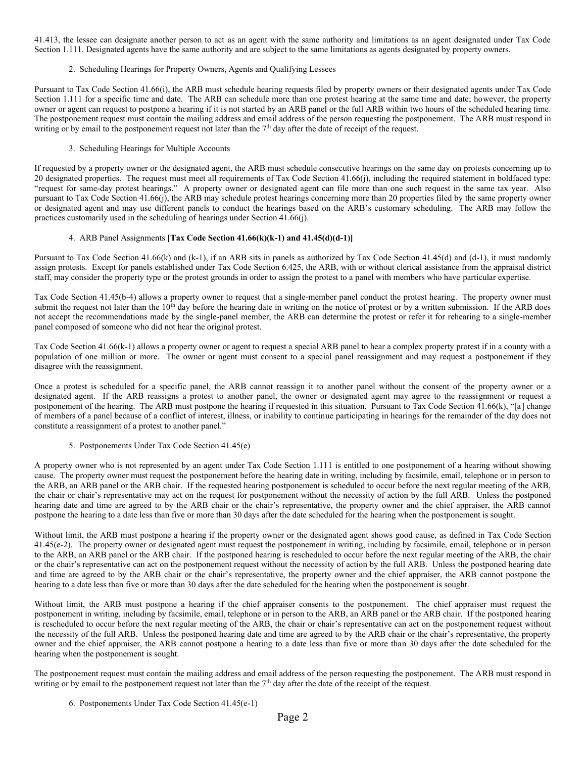41.413, the lessee can designate another person to act as an agent with the same authority and limitations as an agent designated under Tax Code Section 1.111. Designated agents have the same authority and are subject to the same limitations as agents designated by property owners.

2. Scheduling Hearings for Property Owners, Agents and Qualifying Lessees

Pursuant to Tax Code Section 41.66(i), the ARB must schedule hearing requests filed by property owners or their designated agents under Tax Code Section 1.111 for a specific time and date. The ARB can schedule more than one protest hearing at the same time and date; however, the property owner or agent can request to postpone a hearing if it is not started by an ARB panel or the full ARB within two hours of the scheduled hearing time. The postponement request must contain the mailing address and email address of the person requesting the postponement. The ARB must respond in writing or by email to the postponement request not later than the 7th day after the date of receipt of the request.

3. Scheduling Hearings for Multiple Accounts

If requested by a property owner or the designated agent, the ARB must schedule consecutive hearings on the same day on protests concerning up to 20 designated properties. The request must meet all requirements of Tax Code Section 41.66(j), including the required statement in boldfaced type: "request for same-day protest hearings." A property owner or designated agent can file more than one such request in the same tax year. Also pursuant to Tax Code Section 41.66(j), the ARB may schedule protest hearings concerning more than 20 properties filed by the same property owner or designated agent and may use different panels to conduct the hearings based on the ARB's customary scheduling. The ARB may follow the practices customarily used in the scheduling of hearings under Section 41.66(j).

4. ARB Panel Assignments **[Tax Code Section 41.66(k)(k-1) and 41.45(d)(d-1)]**

Pursuant to Tax Code Section 41.66(k) and (k-1), if an ARB sits in panels as authorized by Tax Code Section 41.45(d) and (d-1), it must randomly assign protests. Except for panels established under Tax Code Section 6.425, the ARB, with or without clerical assistance from the appraisal district staff, may consider the property type or the protest grounds in order to assign the protest to a panel with members who have particular expertise.

Tax Code Section 41.45(b-4) allows a property owner to request that a single-member panel conduct the protest hearing. The property owner must submit the request not later than the 10th day before the hearing date in writing on the notice of protest or by a written submission. If the ARB does not accept the recommendations made by the single-panel member, the ARB can determine the protest or refer it for rehearing to a single-member panel composed of someone who did not hear the original protest.

Tax Code Section 41.66(k-1) allows a property owner or agent to request a special ARB panel to hear a complex property protest if in a county with a population of one million or more. The owner or agent must consent to a special panel reassignment and may request a postponement if they disagree with the reassignment.

Once a protest is scheduled for a specific panel, the ARB cannot reassign it to another panel without the consent of the property owner or a designated agent. If the ARB reassigns a protest to another panel, the owner or designated agent may agree to the reassignment or request a postponement of the hearing. The ARB must postpone the hearing if requested in this situation. Pursuant to Tax Code Section 41.66(k), "[a] change of members of a panel because of a conflict of interest, illness, or inability to continue participating in hearings for the remainder of the day does not constitute a reassignment of a protest to another panel."

5. Postponements Under Tax Code Section 41.45(e)

A property owner who is not represented by an agent under Tax Code Section 1.111 is entitled to one postponement of a hearing without showing cause. The property owner must request the postponement before the hearing date in writing, including by facsimile, email, telephone or in person to the ARB, an ARB panel or the ARB chair. If the requested hearing postponement is scheduled to occur before the next regular meeting of the ARB, the chair or chair's representative may act on the request for postponement without the necessity of action by the full ARB. Unless the postponed hearing date and time are agreed to by the ARB chair or the chair's representative, the property owner and the chief appraiser, the ARB cannot postpone the hearing to a date less than five or more than 30 days after the date scheduled for the hearing when the postponement is sought.

Without limit, the ARB must postpone a hearing if the property owner or the designated agent shows good cause, as defined in Tax Code Section 41.45(e-2). The property owner or designated agent must request the postponement in writing, including by facsimile, email, telephone or in person to the ARB, an ARB panel or the ARB chair. If the postponed hearing is rescheduled to occur before the next regular meeting of the ARB, the chair or the chair's representative can act on the postponement request without the necessity of action by the full ARB. Unless the postponed hearing date and time are agreed to by the ARB chair or the chair's representative, the property owner and the chief appraiser, the ARB cannot postpone the hearing to a date less than five or more than 30 days after the date scheduled for the hearing when the postponement is sought.

Without limit, the ARB must postpone a hearing if the chief appraiser consents to the postponement. The chief appraiser must request the postponement in writing, including by facsimile, email, telephone or in person to the ARB, an ARB panel or the ARB chair. If the postponed hearing is rescheduled to occur before the next regular meeting of the ARB, the chair or chair's representative can act on the postponement request without the necessity of the full ARB. Unless the postponed hearing date and time are agreed to by the ARB chair or the chair's representative, the property owner and the chief appraiser, the ARB cannot postpone a hearing to a date less than five or more than 30 days after the date scheduled for the hearing when the postponement is sought.

The postponement request must contain the mailing address and email address of the person requesting the postponement. The ARB must respond in writing or by email to the postponement request not later than the 7th day after the date of the receipt of the request.

6. Postponements Under Tax Code Section 41.45(e-1)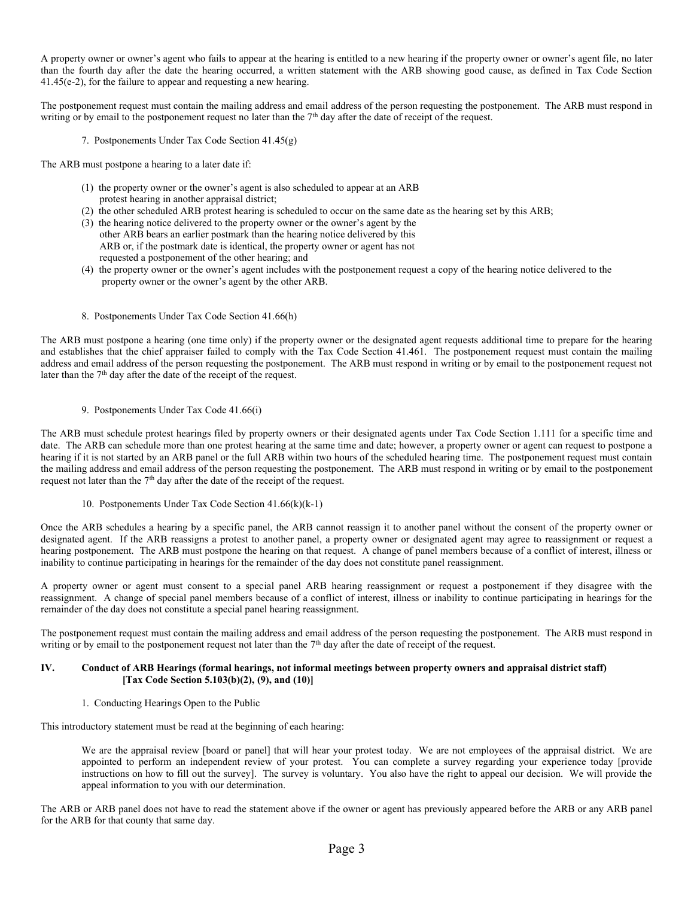A property owner or owner's agent who fails to appear at the hearing is entitled to a new hearing if the property owner or owner's agent file, no later than the fourth day after the date the hearing occurred, a written statement with the ARB showing good cause, as defined in Tax Code Section 41.45(e-2), for the failure to appear and requesting a new hearing.

The postponement request must contain the mailing address and email address of the person requesting the postponement. The ARB must respond in writing or by email to the postponement request no later than the 7th day after the date of receipt of the request.

7. Postponements Under Tax Code Section 41.45(g)

The ARB must postpone a hearing to a later date if:

(1) the property owner or the owner's agent is also scheduled to appear at an ARB protest hearing in another appraisal district;
(2) the other scheduled ARB protest hearing is scheduled to occur on the same date as the hearing set by this ARB;
(3) the hearing notice delivered to the property owner or the owner's agent by the other ARB bears an earlier postmark than the hearing notice delivered by this ARB or, if the postmark date is identical, the property owner or agent has not requested a postponement of the other hearing; and
(4) the property owner or the owner's agent includes with the postponement request a copy of the hearing notice delivered to the property owner or the owner's agent by the other ARB.

8. Postponements Under Tax Code Section 41.66(h)

The ARB must postpone a hearing (one time only) if the property owner or the designated agent requests additional time to prepare for the hearing and establishes that the chief appraiser failed to comply with the Tax Code Section 41.461. The postponement request must contain the mailing address and email address of the person requesting the postponement. The ARB must respond in writing or by email to the postponement request not later than the 7th day after the date of the receipt of the request.

9. Postponements Under Tax Code 41.66(i)

The ARB must schedule protest hearings filed by property owners or their designated agents under Tax Code Section 1.111 for a specific time and date. The ARB can schedule more than one protest hearing at the same time and date; however, a property owner or agent can request to postpone a hearing if it is not started by an ARB panel or the full ARB within two hours of the scheduled hearing time. The postponement request must contain the mailing address and email address of the person requesting the postponement. The ARB must respond in writing or by email to the postponement request not later than the 7th day after the date of the receipt of the request.

10. Postponements Under Tax Code Section 41.66(k)(k-1)

Once the ARB schedules a hearing by a specific panel, the ARB cannot reassign it to another panel without the consent of the property owner or designated agent. If the ARB reassigns a protest to another panel, a property owner or designated agent may agree to reassignment or request a hearing postponement. The ARB must postpone the hearing on that request. A change of panel members because of a conflict of interest, illness or inability to continue participating in hearings for the remainder of the day does not constitute panel reassignment.

A property owner or agent must consent to a special panel ARB hearing reassignment or request a postponement if they disagree with the reassignment. A change of special panel members because of a conflict of interest, illness or inability to continue participating in hearings for the remainder of the day does not constitute a special panel hearing reassignment.

The postponement request must contain the mailing address and email address of the person requesting the postponement. The ARB must respond in writing or by email to the postponement request not later than the 7th day after the date of receipt of the request.

## IV. Conduct of ARB Hearings (formal hearings, not informal meetings between property owners and appraisal district staff) [Tax Code Section 5.103(b)(2), (9), and (10)]

1. Conducting Hearings Open to the Public

This introductory statement must be read at the beginning of each hearing:

> We are the appraisal review [board or panel] that will hear your protest today. We are not employees of the appraisal district. We are appointed to perform an independent review of your protest. You can complete a survey regarding your experience today [provide instructions on how to fill out the survey]. The survey is voluntary. You also have the right to appeal our decision. We will provide the appeal information to you with our determination.

The ARB or ARB panel does not have to read the statement above if the owner or agent has previously appeared before the ARB or any ARB panel for the ARB for that county that same day.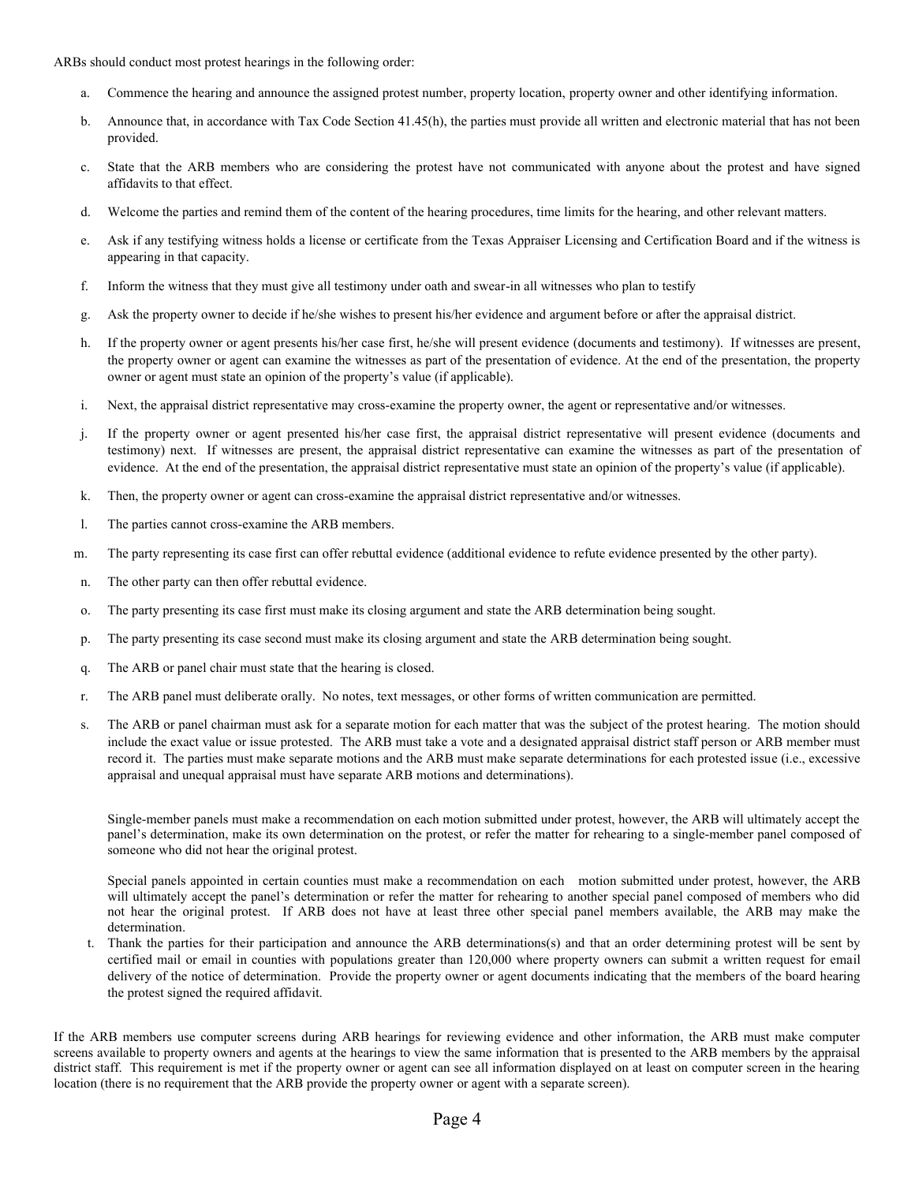ARBs should conduct most protest hearings in the following order:

a. Commence the hearing and announce the assigned protest number, property location, property owner and other identifying information.

b. Announce that, in accordance with Tax Code Section 41.45(h), the parties must provide all written and electronic material that has not been provided.

c. State that the ARB members who are considering the protest have not communicated with anyone about the protest and have signed affidavits to that effect.

d. Welcome the parties and remind them of the content of the hearing procedures, time limits for the hearing, and other relevant matters.

e. Ask if any testifying witness holds a license or certificate from the Texas Appraiser Licensing and Certification Board and if the witness is appearing in that capacity.

f. Inform the witness that they must give all testimony under oath and swear-in all witnesses who plan to testify

g. Ask the property owner to decide if he/she wishes to present his/her evidence and argument before or after the appraisal district.

h. If the property owner or agent presents his/her case first, he/she will present evidence (documents and testimony). If witnesses are present, the property owner or agent can examine the witnesses as part of the presentation of evidence. At the end of the presentation, the property owner or agent must state an opinion of the property's value (if applicable).

i. Next, the appraisal district representative may cross-examine the property owner, the agent or representative and/or witnesses.

j. If the property owner or agent presented his/her case first, the appraisal district representative will present evidence (documents and testimony) next. If witnesses are present, the appraisal district representative can examine the witnesses as part of the presentation of evidence. At the end of the presentation, the appraisal district representative must state an opinion of the property's value (if applicable).

k. Then, the property owner or agent can cross-examine the appraisal district representative and/or witnesses.

l. The parties cannot cross-examine the ARB members.

m. The party representing its case first can offer rebuttal evidence (additional evidence to refute evidence presented by the other party).

n. The other party can then offer rebuttal evidence.

o. The party presenting its case first must make its closing argument and state the ARB determination being sought.

p. The party presenting its case second must make its closing argument and state the ARB determination being sought.

q. The ARB or panel chair must state that the hearing is closed.

r. The ARB panel must deliberate orally. No notes, text messages, or other forms of written communication are permitted.

s. The ARB or panel chairman must ask for a separate motion for each matter that was the subject of the protest hearing. The motion should include the exact value or issue protested. The ARB must take a vote and a designated appraisal district staff person or ARB member must record it. The parties must make separate motions and the ARB must make separate determinations for each protested issue (i.e., excessive appraisal and unequal appraisal must have separate ARB motions and determinations).

   Single-member panels must make a recommendation on each motion submitted under protest, however, the ARB will ultimately accept the panel's determination, make its own determination on the protest, or refer the matter for rehearing to a single-member panel composed of someone who did not hear the original protest.

   Special panels appointed in certain counties must make a recommendation on each motion submitted under protest, however, the ARB will ultimately accept the panel's determination or refer the matter for rehearing to another special panel composed of members who did not hear the original protest. If ARB does not have at least three other special panel members available, the ARB may make the determination.

t. Thank the parties for their participation and announce the ARB determinations(s) and that an order determining protest will be sent by certified mail or email in counties with populations greater than 120,000 where property owners can submit a written request for email delivery of the notice of determination. Provide the property owner or agent documents indicating that the members of the board hearing the protest signed the required affidavit.

If the ARB members use computer screens during ARB hearings for reviewing evidence and other information, the ARB must make computer screens available to property owners and agents at the hearings to view the same information that is presented to the ARB members by the appraisal district staff. This requirement is met if the property owner or agent can see all information displayed on at least on computer screen in the hearing location (there is no requirement that the ARB provide the property owner or agent with a separate screen).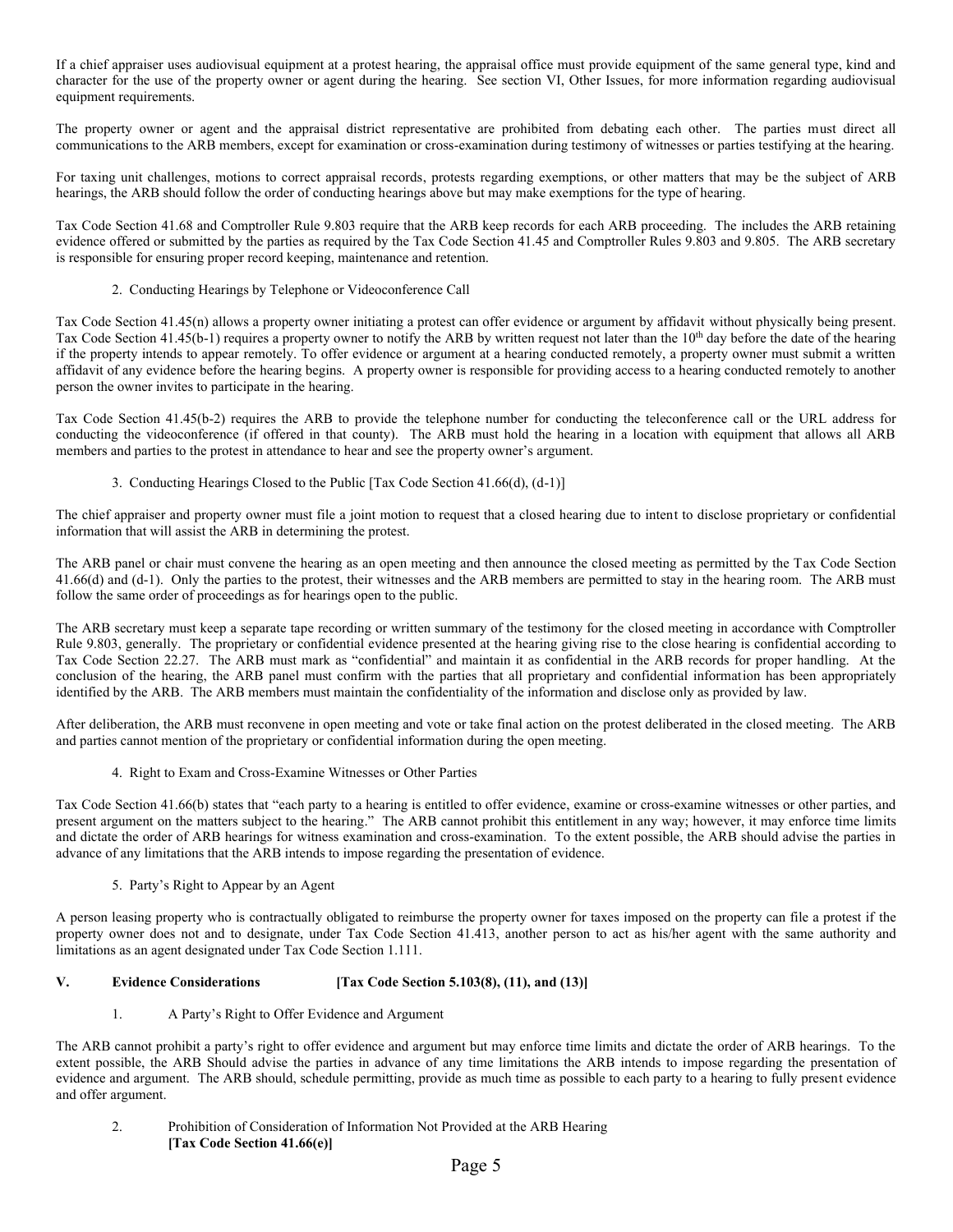If a chief appraiser uses audiovisual equipment at a protest hearing, the appraisal office must provide equipment of the same general type, kind and character for the use of the property owner or agent during the hearing. See section VI, Other Issues, for more information regarding audiovisual equipment requirements.

The property owner or agent and the appraisal district representative are prohibited from debating each other. The parties must direct all communications to the ARB members, except for examination or cross-examination during testimony of witnesses or parties testifying at the hearing.

For taxing unit challenges, motions to correct appraisal records, protests regarding exemptions, or other matters that may be the subject of ARB hearings, the ARB should follow the order of conducting hearings above but may make exemptions for the type of hearing.

Tax Code Section 41.68 and Comptroller Rule 9.803 require that the ARB keep records for each ARB proceeding. The includes the ARB retaining evidence offered or submitted by the parties as required by the Tax Code Section 41.45 and Comptroller Rules 9.803 and 9.805. The ARB secretary is responsible for ensuring proper record keeping, maintenance and retention.

2. Conducting Hearings by Telephone or Videoconference Call

Tax Code Section 41.45(n) allows a property owner initiating a protest can offer evidence or argument by affidavit without physically being present. Tax Code Section 41.45(b-1) requires a property owner to notify the ARB by written request not later than the 10th day before the date of the hearing if the property intends to appear remotely. To offer evidence or argument at a hearing conducted remotely, a property owner must submit a written affidavit of any evidence before the hearing begins. A property owner is responsible for providing access to a hearing conducted remotely to another person the owner invites to participate in the hearing.

Tax Code Section 41.45(b-2) requires the ARB to provide the telephone number for conducting the teleconference call or the URL address for conducting the videoconference (if offered in that county). The ARB must hold the hearing in a location with equipment that allows all ARB members and parties to the protest in attendance to hear and see the property owner's argument.

3. Conducting Hearings Closed to the Public [Tax Code Section 41.66(d), (d-1)]

The chief appraiser and property owner must file a joint motion to request that a closed hearing due to intent to disclose proprietary or confidential information that will assist the ARB in determining the protest.

The ARB panel or chair must convene the hearing as an open meeting and then announce the closed meeting as permitted by the Tax Code Section 41.66(d) and (d-1). Only the parties to the protest, their witnesses and the ARB members are permitted to stay in the hearing room. The ARB must follow the same order of proceedings as for hearings open to the public.

The ARB secretary must keep a separate tape recording or written summary of the testimony for the closed meeting in accordance with Comptroller Rule 9.803, generally. The proprietary or confidential evidence presented at the hearing giving rise to the close hearing is confidential according to Tax Code Section 22.27. The ARB must mark as "confidential" and maintain it as confidential in the ARB records for proper handling. At the conclusion of the hearing, the ARB panel must confirm with the parties that all proprietary and confidential information has been appropriately identified by the ARB. The ARB members must maintain the confidentiality of the information and disclose only as provided by law.

After deliberation, the ARB must reconvene in open meeting and vote or take final action on the protest deliberated in the closed meeting. The ARB and parties cannot mention of the proprietary or confidential information during the open meeting.

4. Right to Exam and Cross-Examine Witnesses or Other Parties

Tax Code Section 41.66(b) states that "each party to a hearing is entitled to offer evidence, examine or cross-examine witnesses or other parties, and present argument on the matters subject to the hearing." The ARB cannot prohibit this entitlement in any way; however, it may enforce time limits and dictate the order of ARB hearings for witness examination and cross-examination. To the extent possible, the ARB should advise the parties in advance of any limitations that the ARB intends to impose regarding the presentation of evidence.

5. Party's Right to Appear by an Agent

A person leasing property who is contractually obligated to reimburse the property owner for taxes imposed on the property can file a protest if the property owner does not and to designate, under Tax Code Section 41.413, another person to act as his/her agent with the same authority and limitations as an agent designated under Tax Code Section 1.111.

## V. Evidence Considerations [Tax Code Section 5.103(8), (11), and (13)]

1. A Party's Right to Offer Evidence and Argument

The ARB cannot prohibit a party's right to offer evidence and argument but may enforce time limits and dictate the order of ARB hearings. To the extent possible, the ARB Should advise the parties in advance of any time limitations the ARB intends to impose regarding the presentation of evidence and argument. The ARB should, schedule permitting, provide as much time as possible to each party to a hearing to fully present evidence and offer argument.

2. Prohibition of Consideration of Information Not Provided at the ARB Hearing **[Tax Code Section 41.66(e)]**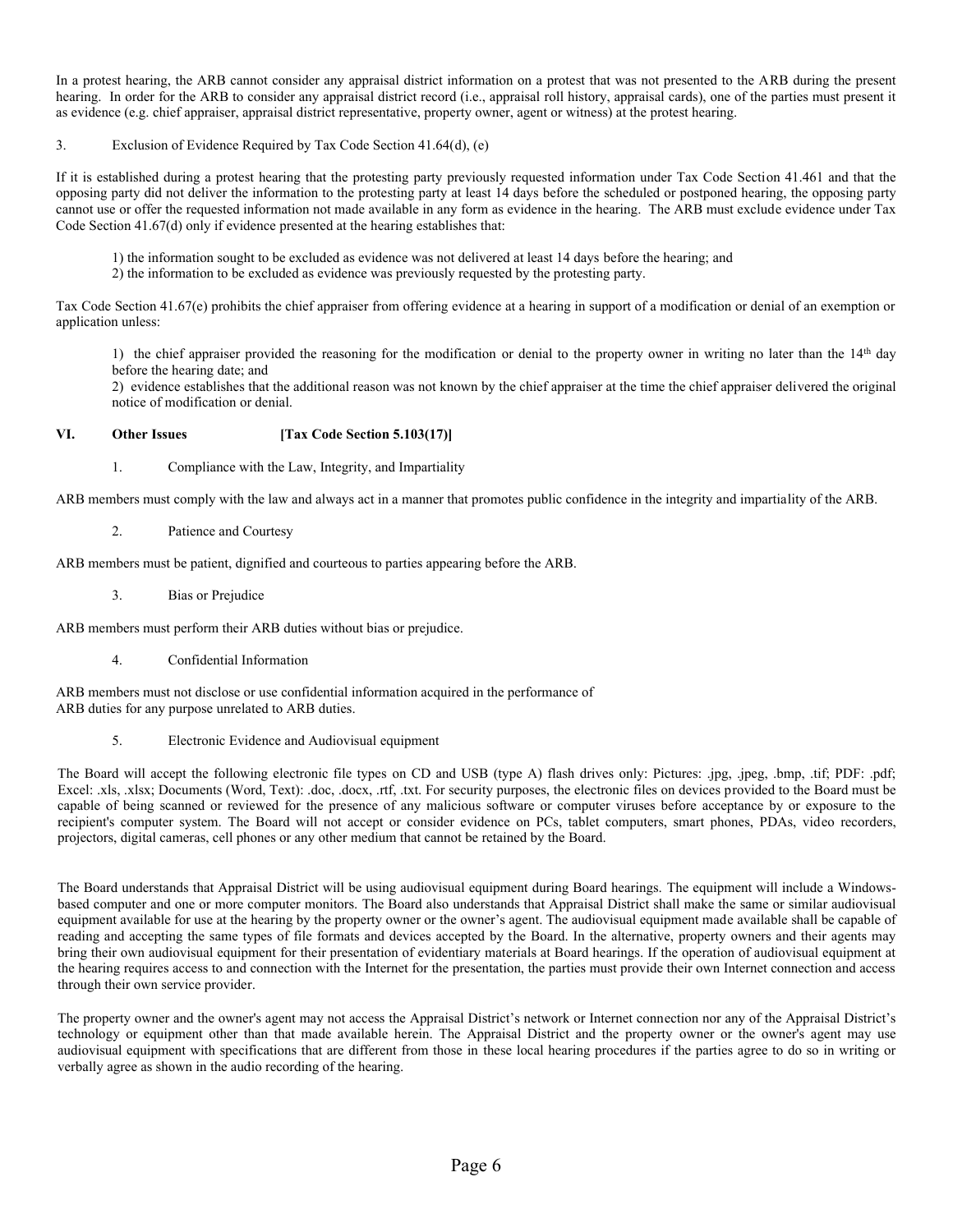In a protest hearing, the ARB cannot consider any appraisal district information on a protest that was not presented to the ARB during the present hearing. In order for the ARB to consider any appraisal district record (i.e., appraisal roll history, appraisal cards), one of the parties must present it as evidence (e.g. chief appraiser, appraisal district representative, property owner, agent or witness) at the protest hearing.

3. Exclusion of Evidence Required by Tax Code Section 41.64(d), (e)

If it is established during a protest hearing that the protesting party previously requested information under Tax Code Section 41.461 and that the opposing party did not deliver the information to the protesting party at least 14 days before the scheduled or postponed hearing, the opposing party cannot use or offer the requested information not made available in any form as evidence in the hearing. The ARB must exclude evidence under Tax Code Section 41.67(d) only if evidence presented at the hearing establishes that:

1) the information sought to be excluded as evidence was not delivered at least 14 days before the hearing; and
2) the information to be excluded as evidence was previously requested by the protesting party.

Tax Code Section 41.67(e) prohibits the chief appraiser from offering evidence at a hearing in support of a modification or denial of an exemption or application unless:

1) the chief appraiser provided the reasoning for the modification or denial to the property owner in writing no later than the 14th day before the hearing date; and
2) evidence establishes that the additional reason was not known by the chief appraiser at the time the chief appraiser delivered the original notice of modification or denial.

## VI. Other Issues [Tax Code Section 5.103(17)]

1. Compliance with the Law, Integrity, and Impartiality

ARB members must comply with the law and always act in a manner that promotes public confidence in the integrity and impartiality of the ARB.

2. Patience and Courtesy

ARB members must be patient, dignified and courteous to parties appearing before the ARB.

3. Bias or Prejudice

ARB members must perform their ARB duties without bias or prejudice.

4. Confidential Information

ARB members must not disclose or use confidential information acquired in the performance of ARB duties for any purpose unrelated to ARB duties.

5. Electronic Evidence and Audiovisual equipment

The Board will accept the following electronic file types on CD and USB (type A) flash drives only: Pictures: .jpg, .jpeg, .bmp, .tif; PDF: .pdf; Excel: .xls, .xlsx; Documents (Word, Text): .doc, .docx, .rtf, .txt. For security purposes, the electronic files on devices provided to the Board must be capable of being scanned or reviewed for the presence of any malicious software or computer viruses before acceptance by or exposure to the recipient's computer system. The Board will not accept or consider evidence on PCs, tablet computers, smart phones, PDAs, video recorders, projectors, digital cameras, cell phones or any other medium that cannot be retained by the Board.

The Board understands that Appraisal District will be using audiovisual equipment during Board hearings. The equipment will include a Windows-based computer and one or more computer monitors. The Board also understands that Appraisal District shall make the same or similar audiovisual equipment available for use at the hearing by the property owner or the owner's agent. The audiovisual equipment made available shall be capable of reading and accepting the same types of file formats and devices accepted by the Board. In the alternative, property owners and their agents may bring their own audiovisual equipment for their presentation of evidentiary materials at Board hearings. If the operation of audiovisual equipment at the hearing requires access to and connection with the Internet for the presentation, the parties must provide their own Internet connection and access through their own service provider.

The property owner and the owner's agent may not access the Appraisal District's network or Internet connection nor any of the Appraisal District's technology or equipment other than that made available herein. The Appraisal District and the property owner or the owner's agent may use audiovisual equipment with specifications that are different from those in these local hearing procedures if the parties agree to do so in writing or verbally agree as shown in the audio recording of the hearing.